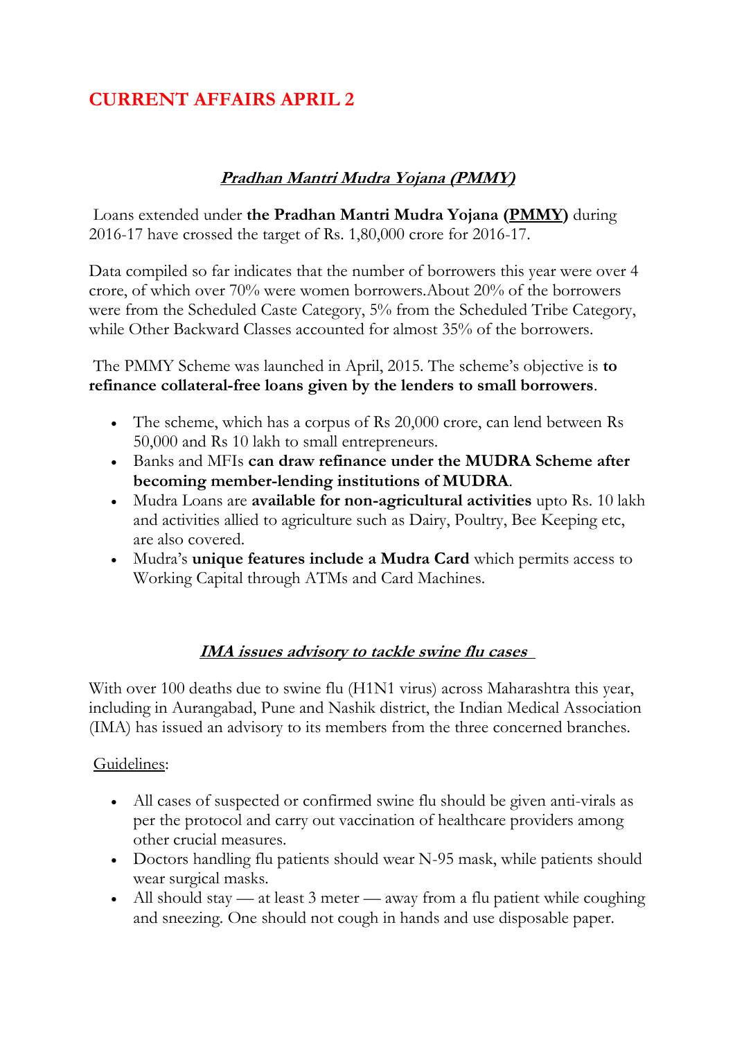# CURRENT AFFAIRS APRIL 2

## ***Pradhan Mantri Mudra Yojana (PMMY)***

Loans extended under **the Pradhan Mantri Mudra Yojana (PMMY)** during 2016-17 have crossed the target of Rs. 1,80,000 crore for 2016-17.

Data compiled so far indicates that the number of borrowers this year were over 4 crore, of which over 70% were women borrowers.About 20% of the borrowers were from the Scheduled Caste Category, 5% from the Scheduled Tribe Category, while Other Backward Classes accounted for almost 35% of the borrowers.

The PMMY Scheme was launched in April, 2015. The scheme's objective is **to refinance collateral-free loans given by the lenders to small borrowers**.

- The scheme, which has a corpus of Rs 20,000 crore, can lend between Rs 50,000 and Rs 10 lakh to small entrepreneurs.
- Banks and MFIs **can draw refinance under the MUDRA Scheme after becoming member-lending institutions of MUDRA**.
- Mudra Loans are **available for non-agricultural activities** upto Rs. 10 lakh and activities allied to agriculture such as Dairy, Poultry, Bee Keeping etc, are also covered.
- Mudra's **unique features include a Mudra Card** which permits access to Working Capital through ATMs and Card Machines.

## ***IMA issues advisory to tackle swine flu cases***

With over 100 deaths due to swine flu (H1N1 virus) across Maharashtra this year, including in Aurangabad, Pune and Nashik district, the Indian Medical Association (IMA) has issued an advisory to its members from the three concerned branches.

Guidelines:

- All cases of suspected or confirmed swine flu should be given anti-virals as per the protocol and carry out vaccination of healthcare providers among other crucial measures.
- Doctors handling flu patients should wear N-95 mask, while patients should wear surgical masks.
- All should stay — at least 3 meter — away from a flu patient while coughing and sneezing. One should not cough in hands and use disposable paper.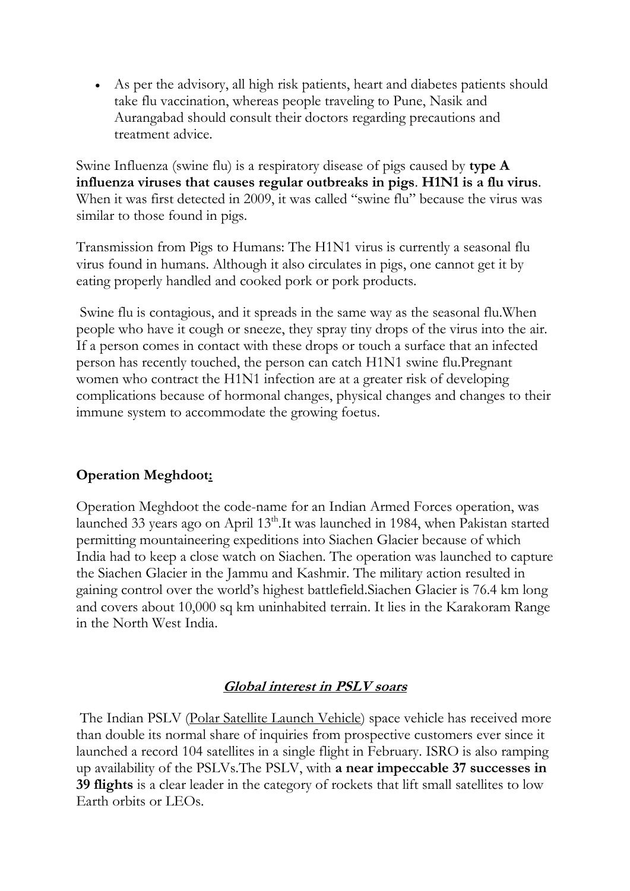- As per the advisory, all high risk patients, heart and diabetes patients should take flu vaccination, whereas people traveling to Pune, Nasik and Aurangabad should consult their doctors regarding precautions and treatment advice.

Swine Influenza (swine flu) is a respiratory disease of pigs caused by **type A influenza viruses that causes regular outbreaks in pigs**. **H1N1 is a flu virus**. When it was first detected in 2009, it was called "swine flu" because the virus was similar to those found in pigs.

Transmission from Pigs to Humans: The H1N1 virus is currently a seasonal flu virus found in humans. Although it also circulates in pigs, one cannot get it by eating properly handled and cooked pork or pork products.

Swine flu is contagious, and it spreads in the same way as the seasonal flu.When people who have it cough or sneeze, they spray tiny drops of the virus into the air. If a person comes in contact with these drops or touch a surface that an infected person has recently touched, the person can catch H1N1 swine flu.Pregnant women who contract the H1N1 infection are at a greater risk of developing complications because of hormonal changes, physical changes and changes to their immune system to accommodate the growing foetus.

## Operation Meghdoot:

Operation Meghdoot the code-name for an Indian Armed Forces operation, was launched 33 years ago on April 13th.It was launched in 1984, when Pakistan started permitting mountaineering expeditions into Siachen Glacier because of which India had to keep a close watch on Siachen. The operation was launched to capture the Siachen Glacier in the Jammu and Kashmir. The military action resulted in gaining control over the world's highest battlefield.Siachen Glacier is 76.4 km long and covers about 10,000 sq km uninhabited terrain. It lies in the Karakoram Range in the North West India.

## *Global interest in PSLV soars*

The Indian PSLV (Polar Satellite Launch Vehicle) space vehicle has received more than double its normal share of inquiries from prospective customers ever since it launched a record 104 satellites in a single flight in February. ISRO is also ramping up availability of the PSLVs.The PSLV, with **a near impeccable 37 successes in 39 flights** is a clear leader in the category of rockets that lift small satellites to low Earth orbits or LEOs.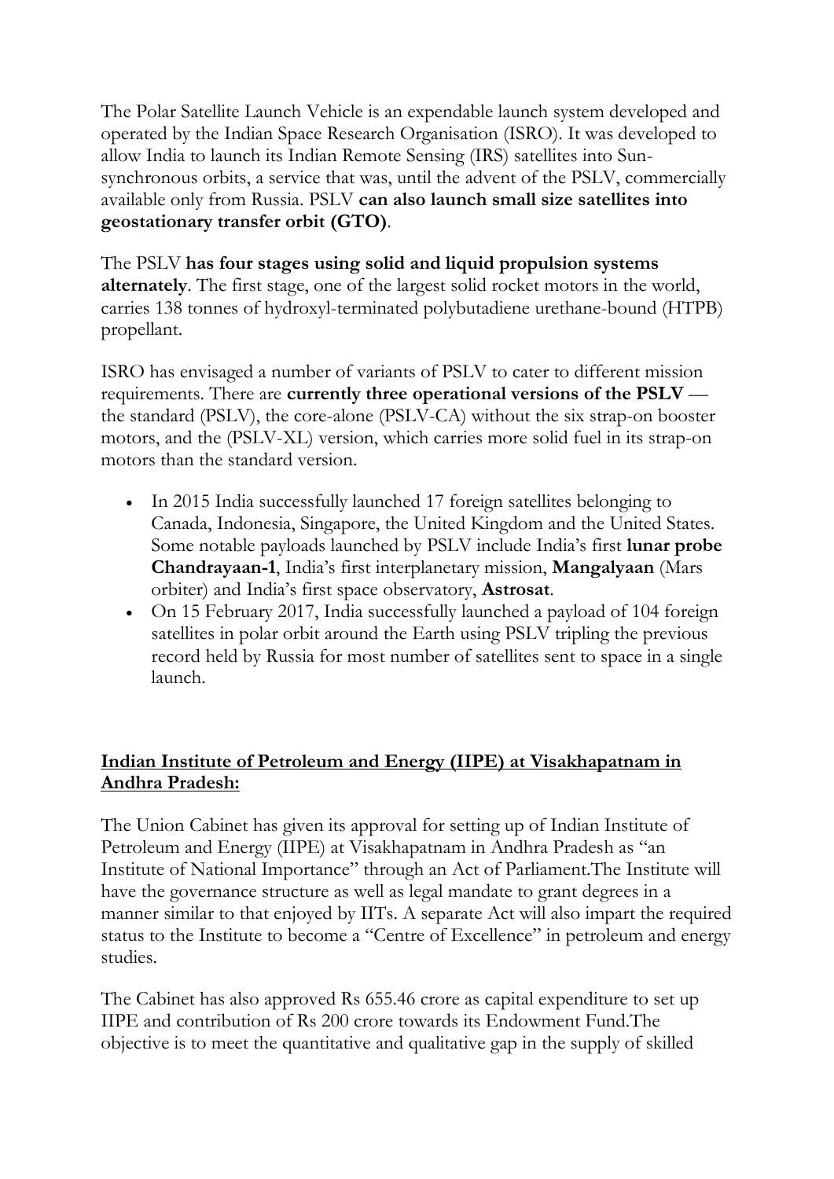The Polar Satellite Launch Vehicle is an expendable launch system developed and operated by the Indian Space Research Organisation (ISRO). It was developed to allow India to launch its Indian Remote Sensing (IRS) satellites into Sun-synchronous orbits, a service that was, until the advent of the PSLV, commercially available only from Russia. PSLV **can also launch small size satellites into geostationary transfer orbit (GTO)**.

The PSLV **has four stages using solid and liquid propulsion systems alternately**. The first stage, one of the largest solid rocket motors in the world, carries 138 tonnes of hydroxyl-terminated polybutadiene urethane-bound (HTPB) propellant.

ISRO has envisaged a number of variants of PSLV to cater to different mission requirements. There are **currently three operational versions of the PSLV** — the standard (PSLV), the core-alone (PSLV-CA) without the six strap-on booster motors, and the (PSLV-XL) version, which carries more solid fuel in its strap-on motors than the standard version.

- In 2015 India successfully launched 17 foreign satellites belonging to Canada, Indonesia, Singapore, the United Kingdom and the United States. Some notable payloads launched by PSLV include India's first **lunar probe Chandrayaan-1**, India's first interplanetary mission, **Mangalyaan** (Mars orbiter) and India's first space observatory, **Astrosat**.
- On 15 February 2017, India successfully launched a payload of 104 foreign satellites in polar orbit around the Earth using PSLV tripling the previous record held by Russia for most number of satellites sent to space in a single launch.

## Indian Institute of Petroleum and Energy (IIPE) at Visakhapatnam in Andhra Pradesh:

The Union Cabinet has given its approval for setting up of Indian Institute of Petroleum and Energy (IIPE) at Visakhapatnam in Andhra Pradesh as "an Institute of National Importance" through an Act of Parliament.The Institute will have the governance structure as well as legal mandate to grant degrees in a manner similar to that enjoyed by IITs. A separate Act will also impart the required status to the Institute to become a "Centre of Excellence" in petroleum and energy studies.

The Cabinet has also approved Rs 655.46 crore as capital expenditure to set up IIPE and contribution of Rs 200 crore towards its Endowment Fund.The objective is to meet the quantitative and qualitative gap in the supply of skilled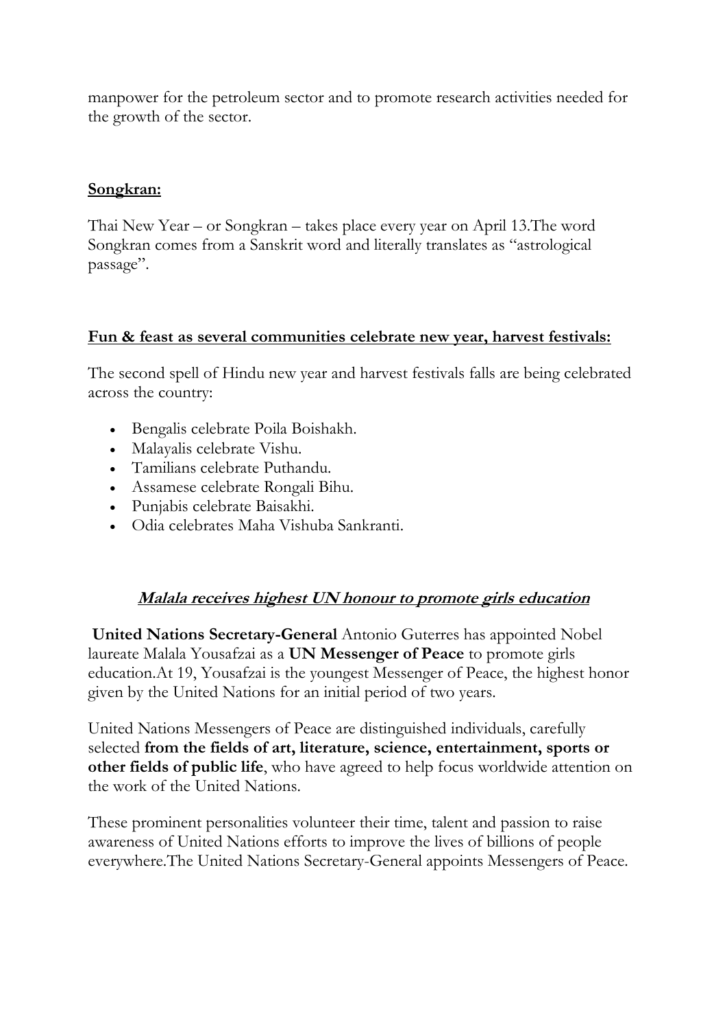manpower for the petroleum sector and to promote research activities needed for the growth of the sector.

## **Songkran:**

Thai New Year – or Songkran – takes place every year on April 13.The word Songkran comes from a Sanskrit word and literally translates as "astrological passage".

## **Fun & feast as several communities celebrate new year, harvest festivals:**

The second spell of Hindu new year and harvest festivals falls are being celebrated across the country:

- Bengalis celebrate Poila Boishakh.
- Malayalis celebrate Vishu.
- Tamilians celebrate Puthandu.
- Assamese celebrate Rongali Bihu.
- Punjabis celebrate Baisakhi.
- Odia celebrates Maha Vishuba Sankranti.

## ***Malala receives highest UN honour to promote girls education***

**United Nations Secretary-General** Antonio Guterres has appointed Nobel laureate Malala Yousafzai as a **UN Messenger of Peace** to promote girls education.At 19, Yousafzai is the youngest Messenger of Peace, the highest honor given by the United Nations for an initial period of two years.

United Nations Messengers of Peace are distinguished individuals, carefully selected **from the fields of art, literature, science, entertainment, sports or other fields of public life**, who have agreed to help focus worldwide attention on the work of the United Nations.

These prominent personalities volunteer their time, talent and passion to raise awareness of United Nations efforts to improve the lives of billions of people everywhere.The United Nations Secretary-General appoints Messengers of Peace.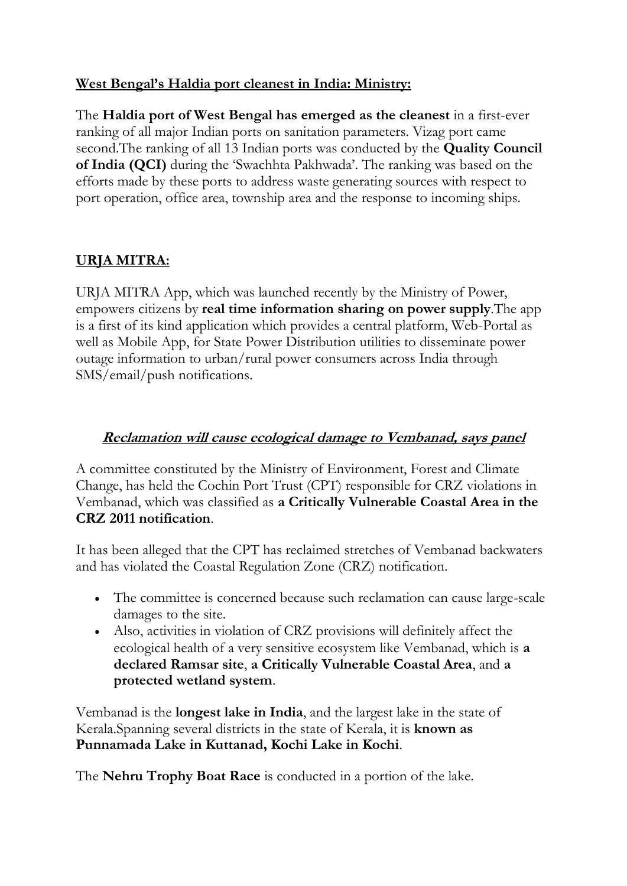## West Bengal's Haldia port cleanest in India: Ministry:

The **Haldia port of West Bengal has emerged as the cleanest** in a first-ever ranking of all major Indian ports on sanitation parameters. Vizag port came second.The ranking of all 13 Indian ports was conducted by the **Quality Council of India (QCI)** during the 'Swachhta Pakhwada'. The ranking was based on the efforts made by these ports to address waste generating sources with respect to port operation, office area, township area and the response to incoming ships.

## URJA MITRA:

URJA MITRA App, which was launched recently by the Ministry of Power, empowers citizens by **real time information sharing on power supply**.The app is a first of its kind application which provides a central platform, Web-Portal as well as Mobile App, for State Power Distribution utilities to disseminate power outage information to urban/rural power consumers across India through SMS/email/push notifications.

## *Reclamation will cause ecological damage to Vembanad, says panel*

A committee constituted by the Ministry of Environment, Forest and Climate Change, has held the Cochin Port Trust (CPT) responsible for CRZ violations in Vembanad, which was classified as **a Critically Vulnerable Coastal Area in the CRZ 2011 notification**.

It has been alleged that the CPT has reclaimed stretches of Vembanad backwaters and has violated the Coastal Regulation Zone (CRZ) notification.

- The committee is concerned because such reclamation can cause large-scale damages to the site.
- Also, activities in violation of CRZ provisions will definitely affect the ecological health of a very sensitive ecosystem like Vembanad, which is **a declared Ramsar site**, **a Critically Vulnerable Coastal Area**, and **a protected wetland system**.

Vembanad is the **longest lake in India**, and the largest lake in the state of Kerala.Spanning several districts in the state of Kerala, it is **known as Punnamada Lake in Kuttanad, Kochi Lake in Kochi**.

The **Nehru Trophy Boat Race** is conducted in a portion of the lake.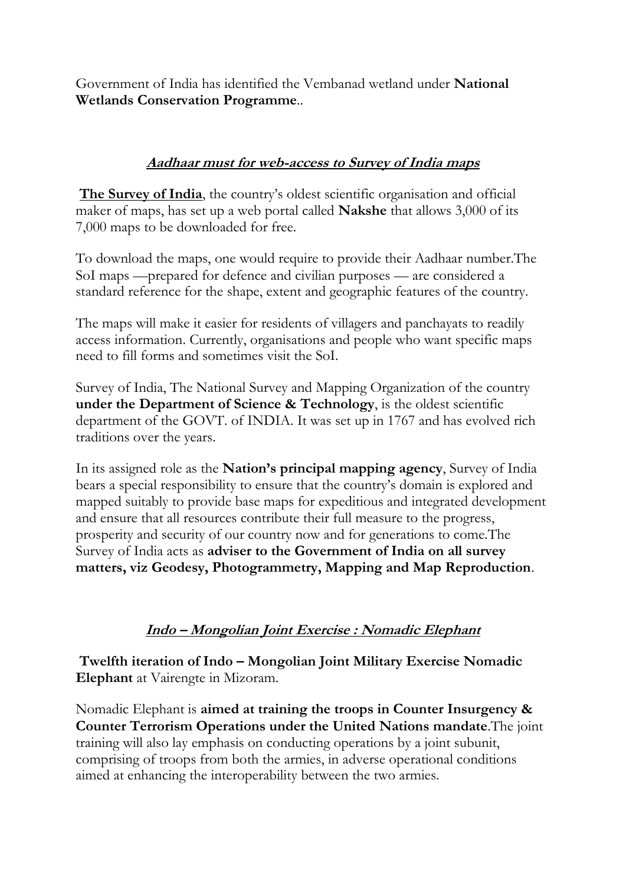Government of India has identified the Vembanad wetland under **National Wetlands Conservation Programme**..

## ***Aadhaar must for web-access to Survey of India maps***

**The Survey of India**, the country's oldest scientific organisation and official maker of maps, has set up a web portal called **Nakshe** that allows 3,000 of its 7,000 maps to be downloaded for free.

To download the maps, one would require to provide their Aadhaar number.The SoI maps —prepared for defence and civilian purposes — are considered a standard reference for the shape, extent and geographic features of the country.

The maps will make it easier for residents of villagers and panchayats to readily access information. Currently, organisations and people who want specific maps need to fill forms and sometimes visit the SoI.

Survey of India, The National Survey and Mapping Organization of the country **under the Department of Science & Technology**, is the oldest scientific department of the GOVT. of INDIA. It was set up in 1767 and has evolved rich traditions over the years.

In its assigned role as the **Nation's principal mapping agency**, Survey of India bears a special responsibility to ensure that the country's domain is explored and mapped suitably to provide base maps for expeditious and integrated development and ensure that all resources contribute their full measure to the progress, prosperity and security of our country now and for generations to come.The Survey of India acts as **adviser to the Government of India on all survey matters, viz Geodesy, Photogrammetry, Mapping and Map Reproduction**.

## ***Indo – Mongolian Joint Exercise : Nomadic Elephant***

**Twelfth iteration of Indo – Mongolian Joint Military Exercise Nomadic Elephant** at Vairengte in Mizoram.

Nomadic Elephant is **aimed at training the troops in Counter Insurgency & Counter Terrorism Operations under the United Nations mandate**.The joint training will also lay emphasis on conducting operations by a joint subunit, comprising of troops from both the armies, in adverse operational conditions aimed at enhancing the interoperability between the two armies.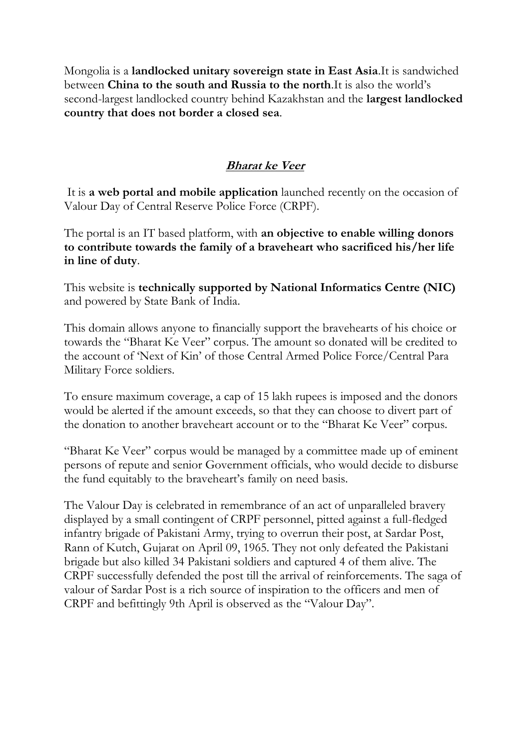Mongolia is a **landlocked unitary sovereign state in East Asia**.It is sandwiched between **China to the south and Russia to the north**.It is also the world's second-largest landlocked country behind Kazakhstan and the **largest landlocked country that does not border a closed sea**.

## ***Bharat ke Veer***

It is **a web portal and mobile application** launched recently on the occasion of Valour Day of Central Reserve Police Force (CRPF).

The portal is an IT based platform, with **an objective to enable willing donors to contribute towards the family of a braveheart who sacrificed his/her life in line of duty**.

This website is **technically supported by National Informatics Centre (NIC)** and powered by State Bank of India.

This domain allows anyone to financially support the bravehearts of his choice or towards the "Bharat Ke Veer" corpus. The amount so donated will be credited to the account of 'Next of Kin' of those Central Armed Police Force/Central Para Military Force soldiers.

To ensure maximum coverage, a cap of 15 lakh rupees is imposed and the donors would be alerted if the amount exceeds, so that they can choose to divert part of the donation to another braveheart account or to the "Bharat Ke Veer" corpus.

"Bharat Ke Veer" corpus would be managed by a committee made up of eminent persons of repute and senior Government officials, who would decide to disburse the fund equitably to the braveheart's family on need basis.

The Valour Day is celebrated in remembrance of an act of unparalleled bravery displayed by a small contingent of CRPF personnel, pitted against a full-fledged infantry brigade of Pakistani Army, trying to overrun their post, at Sardar Post, Rann of Kutch, Gujarat on April 09, 1965. They not only defeated the Pakistani brigade but also killed 34 Pakistani soldiers and captured 4 of them alive. The CRPF successfully defended the post till the arrival of reinforcements. The saga of valour of Sardar Post is a rich source of inspiration to the officers and men of CRPF and befittingly 9th April is observed as the "Valour Day".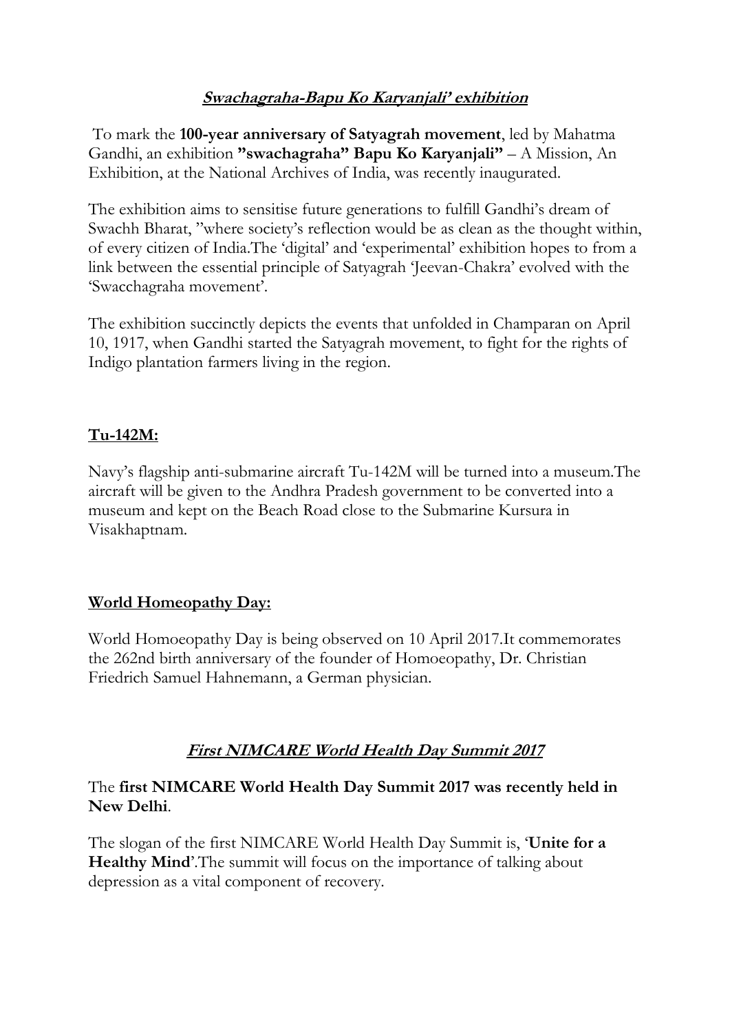## ***Swachagraha-Bapu Ko Karyanjali' exhibition***

To mark the **100-year anniversary of Satyagrah movement**, led by Mahatma Gandhi, an exhibition **"swachagraha" Bapu Ko Karyanjali"** – A Mission, An Exhibition, at the National Archives of India, was recently inaugurated.

The exhibition aims to sensitise future generations to fulfill Gandhi's dream of Swachh Bharat, "where society's reflection would be as clean as the thought within, of every citizen of India.The 'digital' and 'experimental' exhibition hopes to from a link between the essential principle of Satyagrah 'Jeevan-Chakra' evolved with the 'Swacchagraha movement'.

The exhibition succinctly depicts the events that unfolded in Champaran on April 10, 1917, when Gandhi started the Satyagrah movement, to fight for the rights of Indigo plantation farmers living in the region.

## **Tu-142M:**

Navy's flagship anti-submarine aircraft Tu-142M will be turned into a museum.The aircraft will be given to the Andhra Pradesh government to be converted into a museum and kept on the Beach Road close to the Submarine Kursura in Visakhaptnam.

## **World Homeopathy Day:**

World Homoeopathy Day is being observed on 10 April 2017.It commemorates the 262nd birth anniversary of the founder of Homoeopathy, Dr. Christian Friedrich Samuel Hahnemann, a German physician.

## ***First NIMCARE World Health Day Summit 2017***

The **first NIMCARE World Health Day Summit 2017 was recently held in New Delhi**.

The slogan of the first NIMCARE World Health Day Summit is, '**Unite for a Healthy Mind**'.The summit will focus on the importance of talking about depression as a vital component of recovery.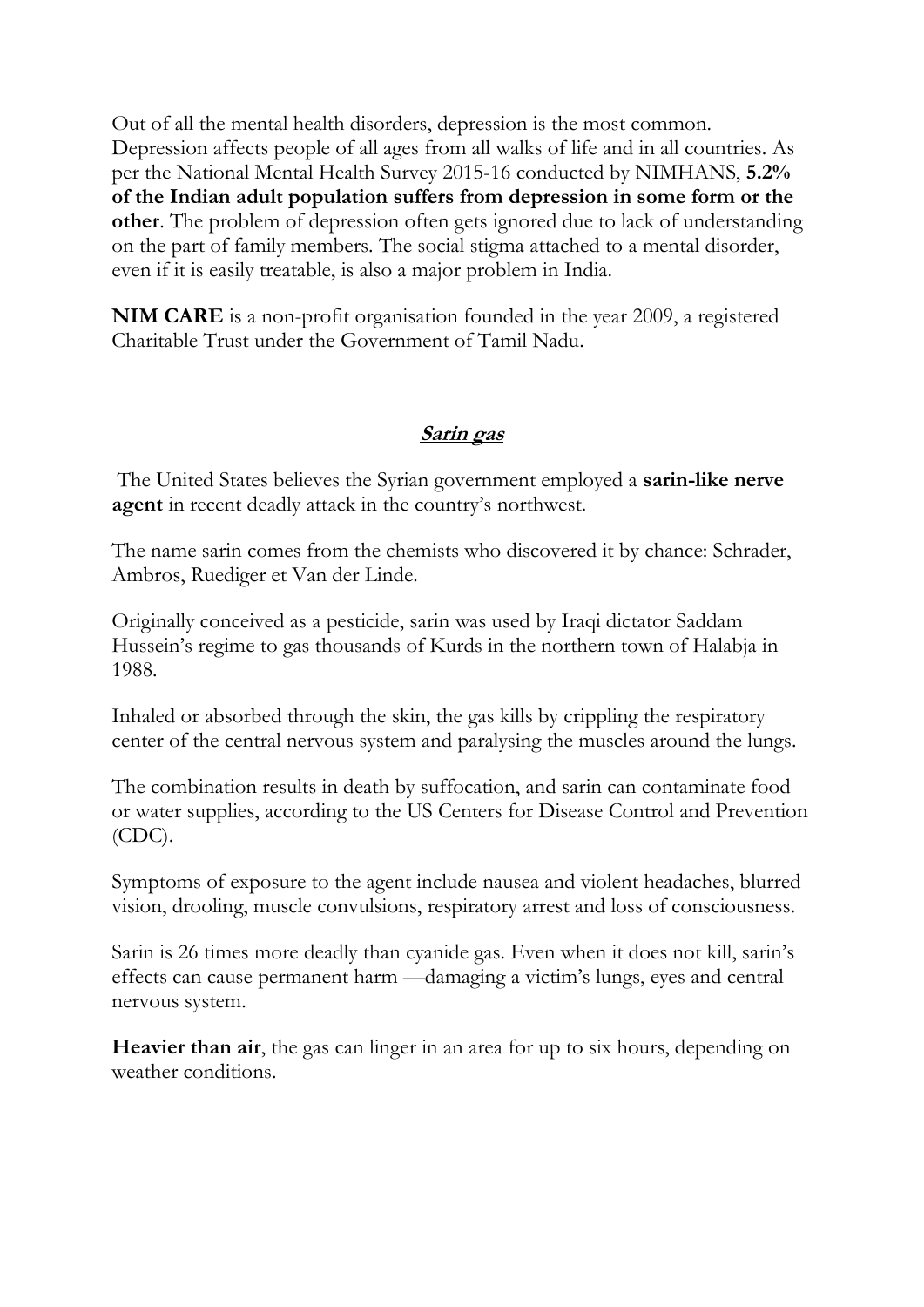Out of all the mental health disorders, depression is the most common. Depression affects people of all ages from all walks of life and in all countries. As per the National Mental Health Survey 2015-16 conducted by NIMHANS, **5.2% of the Indian adult population suffers from depression in some form or the other**. The problem of depression often gets ignored due to lack of understanding on the part of family members. The social stigma attached to a mental disorder, even if it is easily treatable, is also a major problem in India.

**NIM CARE** is a non-profit organisation founded in the year 2009, a registered Charitable Trust under the Government of Tamil Nadu.

## ***Sarin gas***

The United States believes the Syrian government employed a **sarin-like nerve agent** in recent deadly attack in the country's northwest.

The name sarin comes from the chemists who discovered it by chance: Schrader, Ambros, Ruediger et Van der Linde.

Originally conceived as a pesticide, sarin was used by Iraqi dictator Saddam Hussein's regime to gas thousands of Kurds in the northern town of Halabja in 1988.

Inhaled or absorbed through the skin, the gas kills by crippling the respiratory center of the central nervous system and paralysing the muscles around the lungs.

The combination results in death by suffocation, and sarin can contaminate food or water supplies, according to the US Centers for Disease Control and Prevention (CDC).

Symptoms of exposure to the agent include nausea and violent headaches, blurred vision, drooling, muscle convulsions, respiratory arrest and loss of consciousness.

Sarin is 26 times more deadly than cyanide gas. Even when it does not kill, sarin's effects can cause permanent harm —damaging a victim's lungs, eyes and central nervous system.

**Heavier than air**, the gas can linger in an area for up to six hours, depending on weather conditions.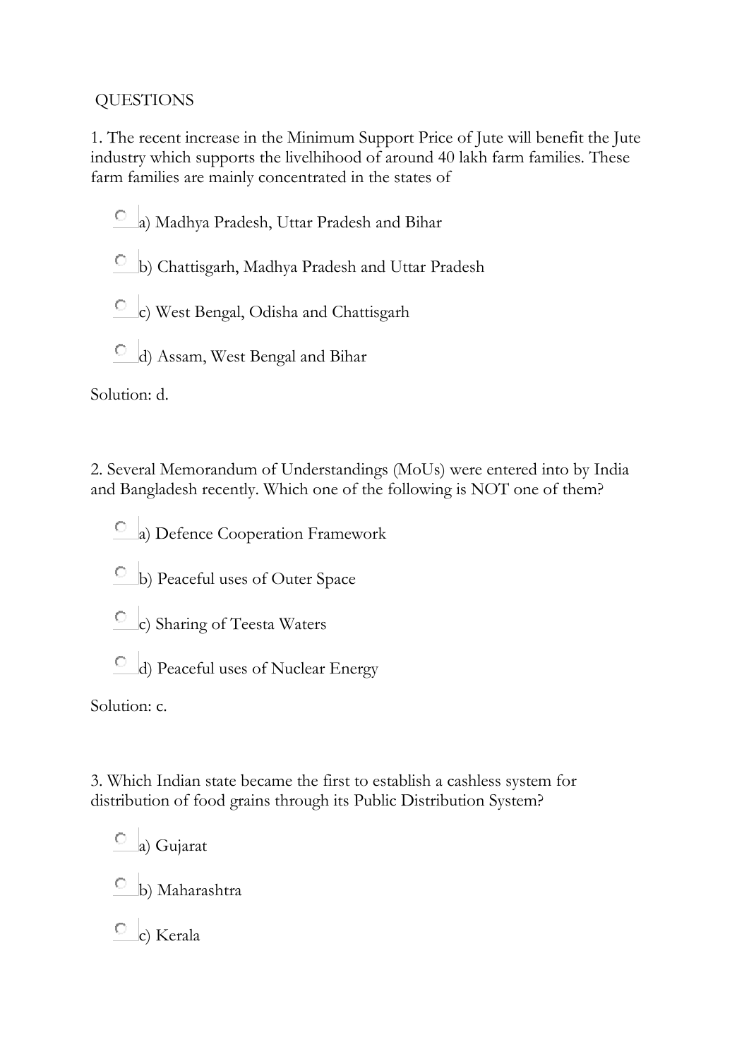QUESTIONS

1. The recent increase in the Minimum Support Price of Jute will benefit the Jute industry which supports the livelhihood of around 40 lakh farm families. These farm families are mainly concentrated in the states of

- a) Madhya Pradesh, Uttar Pradesh and Bihar
- b) Chattisgarh, Madhya Pradesh and Uttar Pradesh
- c) West Bengal, Odisha and Chattisgarh
- d) Assam, West Bengal and Bihar

Solution: d.

2. Several Memorandum of Understandings (MoUs) were entered into by India and Bangladesh recently. Which one of the following is NOT one of them?

- a) Defence Cooperation Framework
- b) Peaceful uses of Outer Space
- c) Sharing of Teesta Waters
- d) Peaceful uses of Nuclear Energy

Solution: c.

3. Which Indian state became the first to establish a cashless system for distribution of food grains through its Public Distribution System?

- a) Gujarat
- b) Maharashtra
- c) Kerala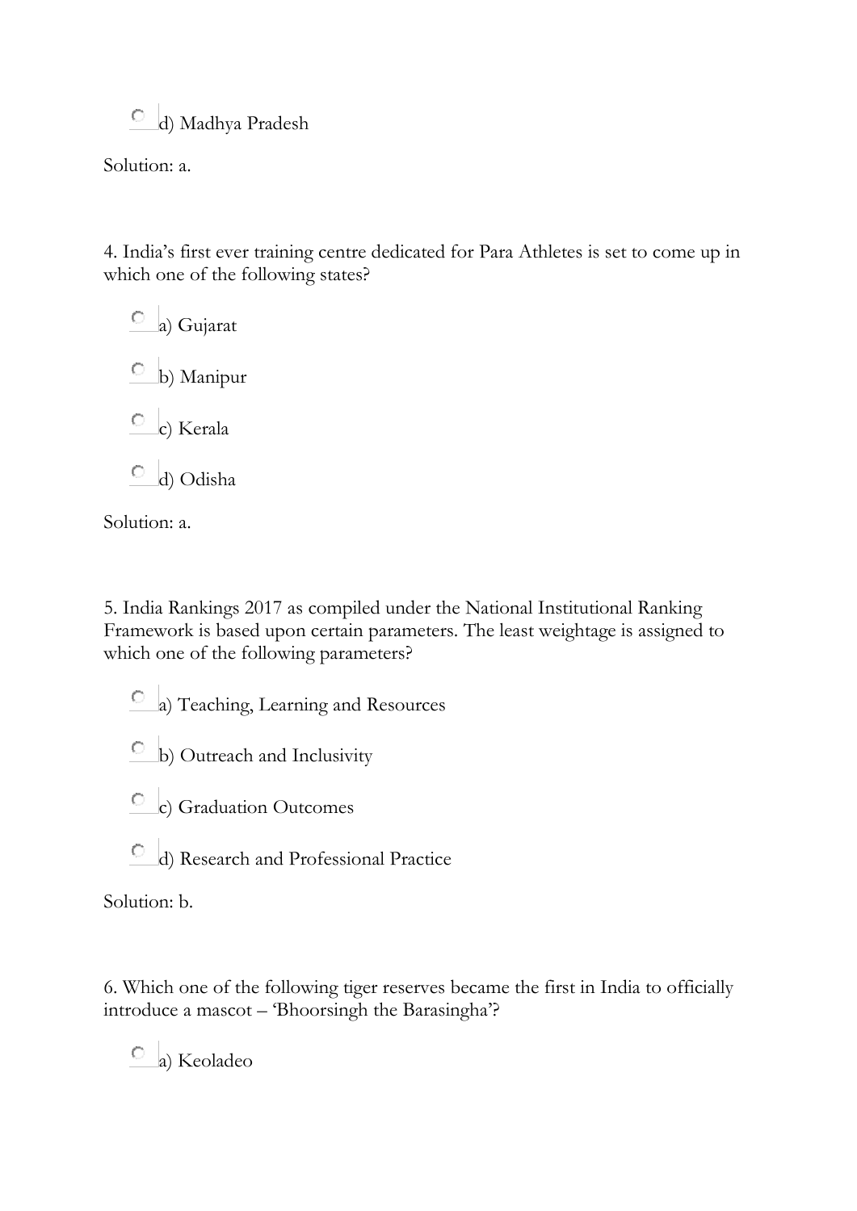d) Madhya Pradesh

Solution: a.

4. India's first ever training centre dedicated for Para Athletes is set to come up in which one of the following states?

a) Gujarat

b) Manipur

c) Kerala

d) Odisha

Solution: a.

5. India Rankings 2017 as compiled under the National Institutional Ranking Framework is based upon certain parameters. The least weightage is assigned to which one of the following parameters?

a) Teaching, Learning and Resources

b) Outreach and Inclusivity

c) Graduation Outcomes

d) Research and Professional Practice

Solution: b.

6. Which one of the following tiger reserves became the first in India to officially introduce a mascot – 'Bhoorsingh the Barasingha'?

a) Keoladeo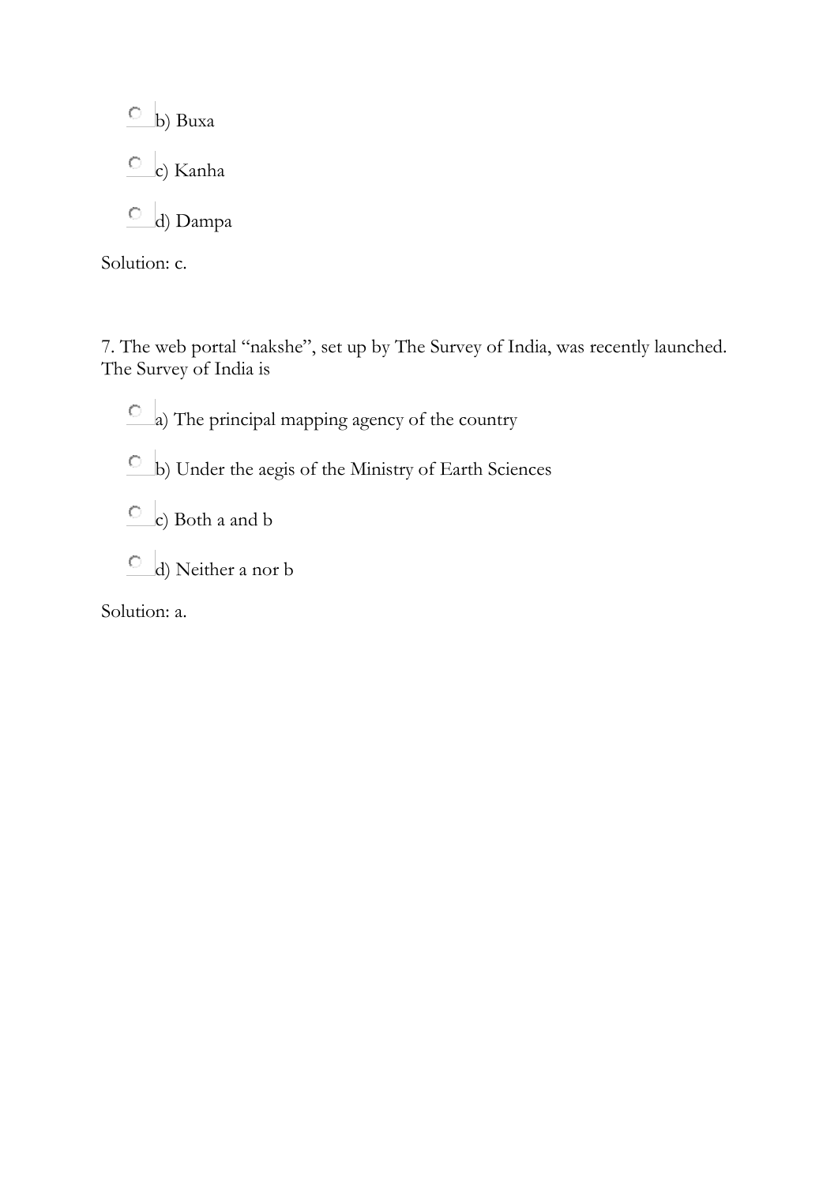- b) Buxa
- c) Kanha
- d) Dampa

Solution: c.

7. The web portal "nakshe", set up by The Survey of India, was recently launched. The Survey of India is

- a) The principal mapping agency of the country
- b) Under the aegis of the Ministry of Earth Sciences
- c) Both a and b
- d) Neither a nor b

Solution: a.